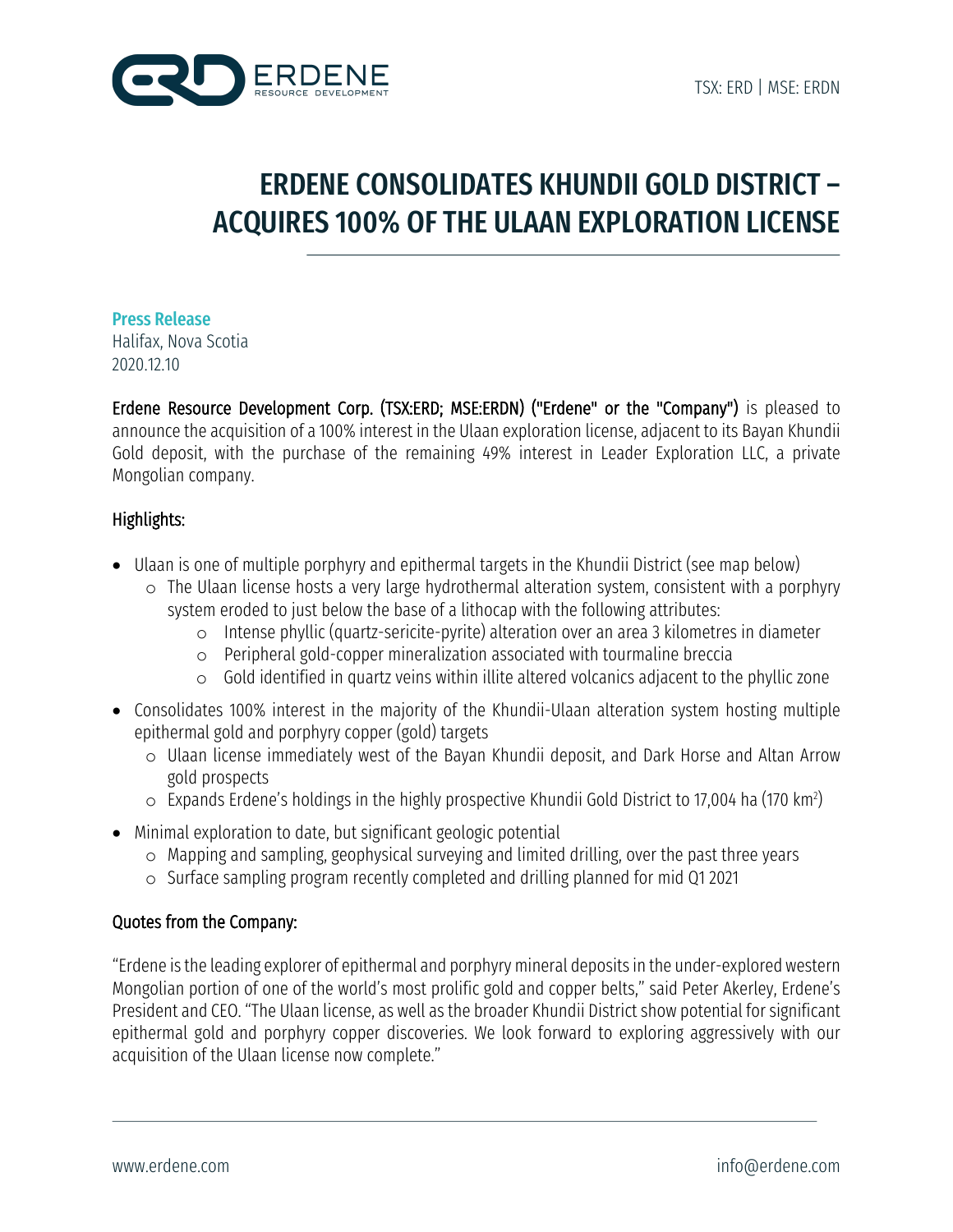# ERDENE CONSOLIDATES KHUNDII GOLD DISTRICT – ACQUIRES 100% OF THE ULAAN EXPLORATION LICENSE

**Press Release**
Halifax, Nova Scotia
2020.12.10

**Erdene Resource Development Corp. (TSX:ERD; MSE:ERDN) ("Erdene" or the "Company")** is pleased to announce the acquisition of a 100% interest in the Ulaan exploration license, adjacent to its Bayan Khundii Gold deposit, with the purchase of the remaining 49% interest in Leader Exploration LLC, a private Mongolian company.

## Highlights:

- Ulaan is one of multiple porphyry and epithermal targets in the Khundii District (see map below)
  - The Ulaan license hosts a very large hydrothermal alteration system, consistent with a porphyry system eroded to just below the base of a lithocap with the following attributes:
    - Intense phyllic (quartz-sericite-pyrite) alteration over an area 3 kilometres in diameter
    - Peripheral gold-copper mineralization associated with tourmaline breccia
    - Gold identified in quartz veins within illite altered volcanics adjacent to the phyllic zone
- Consolidates 100% interest in the majority of the Khundii-Ulaan alteration system hosting multiple epithermal gold and porphyry copper (gold) targets
  - Ulaan license immediately west of the Bayan Khundii deposit, and Dark Horse and Altan Arrow gold prospects
  - Expands Erdene's holdings in the highly prospective Khundii Gold District to 17,004 ha (170 km$^2$)
- Minimal exploration to date, but significant geologic potential
  - Mapping and sampling, geophysical surveying and limited drilling, over the past three years
  - Surface sampling program recently completed and drilling planned for mid Q1 2021

## Quotes from the Company:

"Erdene is the leading explorer of epithermal and porphyry mineral deposits in the under-explored western Mongolian portion of one of the world's most prolific gold and copper belts," said Peter Akerley, Erdene's President and CEO. "The Ulaan license, as well as the broader Khundii District show potential for significant epithermal gold and porphyry copper discoveries. We look forward to exploring aggressively with our acquisition of the Ulaan license now complete."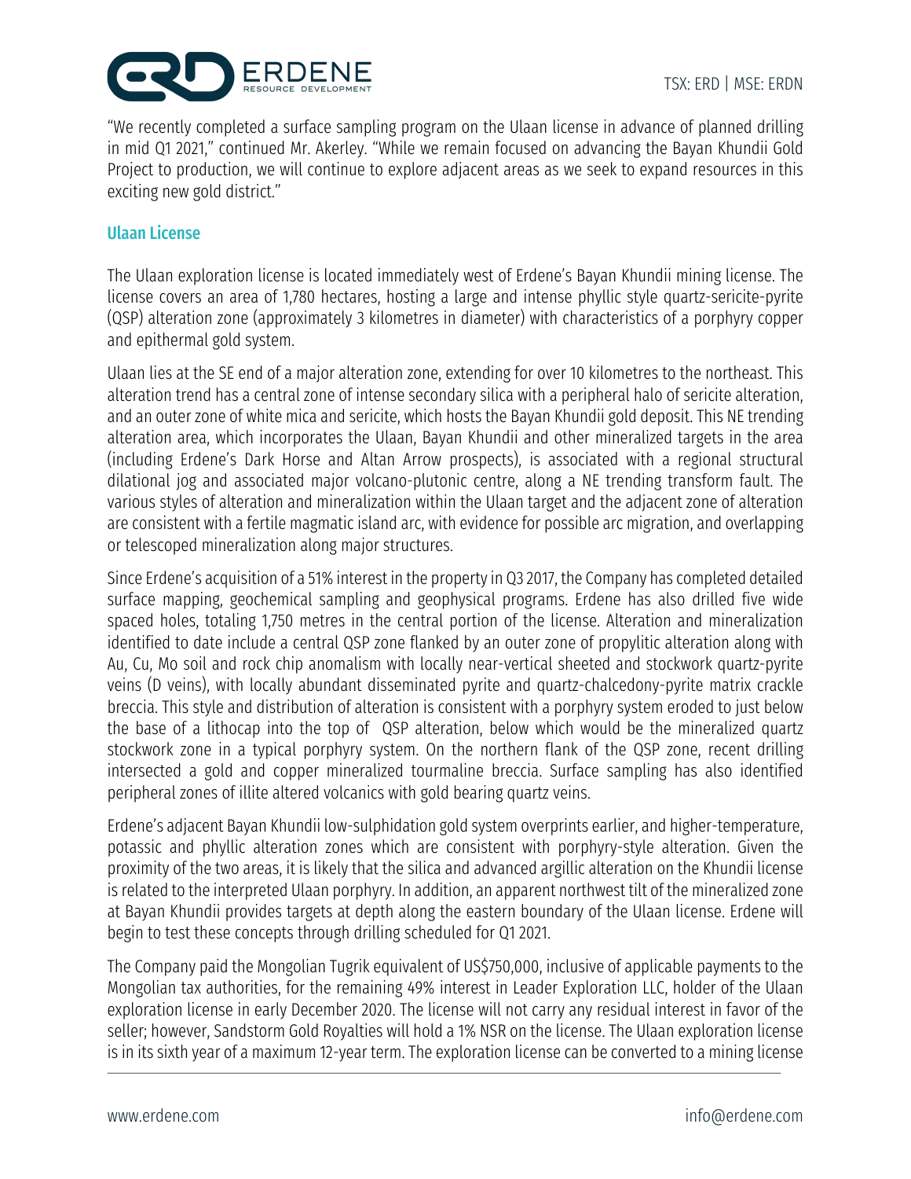"We recently completed a surface sampling program on the Ulaan license in advance of planned drilling in mid Q1 2021," continued Mr. Akerley. "While we remain focused on advancing the Bayan Khundii Gold Project to production, we will continue to explore adjacent areas as we seek to expand resources in this exciting new gold district."

## Ulaan License

The Ulaan exploration license is located immediately west of Erdene's Bayan Khundii mining license. The license covers an area of 1,780 hectares, hosting a large and intense phyllic style quartz-sericite-pyrite (QSP) alteration zone (approximately 3 kilometres in diameter) with characteristics of a porphyry copper and epithermal gold system.

Ulaan lies at the SE end of a major alteration zone, extending for over 10 kilometres to the northeast. This alteration trend has a central zone of intense secondary silica with a peripheral halo of sericite alteration, and an outer zone of white mica and sericite, which hosts the Bayan Khundii gold deposit. This NE trending alteration area, which incorporates the Ulaan, Bayan Khundii and other mineralized targets in the area (including Erdene's Dark Horse and Altan Arrow prospects), is associated with a regional structural dilational jog and associated major volcano-plutonic centre, along a NE trending transform fault. The various styles of alteration and mineralization within the Ulaan target and the adjacent zone of alteration are consistent with a fertile magmatic island arc, with evidence for possible arc migration, and overlapping or telescoped mineralization along major structures.

Since Erdene's acquisition of a 51% interest in the property in Q3 2017, the Company has completed detailed surface mapping, geochemical sampling and geophysical programs. Erdene has also drilled five wide spaced holes, totaling 1,750 metres in the central portion of the license. Alteration and mineralization identified to date include a central QSP zone flanked by an outer zone of propylitic alteration along with Au, Cu, Mo soil and rock chip anomalism with locally near-vertical sheeted and stockwork quartz-pyrite veins (D veins), with locally abundant disseminated pyrite and quartz-chalcedony-pyrite matrix crackle breccia. This style and distribution of alteration is consistent with a porphyry system eroded to just below the base of a lithocap into the top of QSP alteration, below which would be the mineralized quartz stockwork zone in a typical porphyry system. On the northern flank of the QSP zone, recent drilling intersected a gold and copper mineralized tourmaline breccia. Surface sampling has also identified peripheral zones of illite altered volcanics with gold bearing quartz veins.

Erdene's adjacent Bayan Khundii low-sulphidation gold system overprints earlier, and higher-temperature, potassic and phyllic alteration zones which are consistent with porphyry-style alteration. Given the proximity of the two areas, it is likely that the silica and advanced argillic alteration on the Khundii license is related to the interpreted Ulaan porphyry. In addition, an apparent northwest tilt of the mineralized zone at Bayan Khundii provides targets at depth along the eastern boundary of the Ulaan license. Erdene will begin to test these concepts through drilling scheduled for Q1 2021.

The Company paid the Mongolian Tugrik equivalent of US$750,000, inclusive of applicable payments to the Mongolian tax authorities, for the remaining 49% interest in Leader Exploration LLC, holder of the Ulaan exploration license in early December 2020. The license will not carry any residual interest in favor of the seller; however, Sandstorm Gold Royalties will hold a 1% NSR on the license. The Ulaan exploration license is in its sixth year of a maximum 12-year term. The exploration license can be converted to a mining license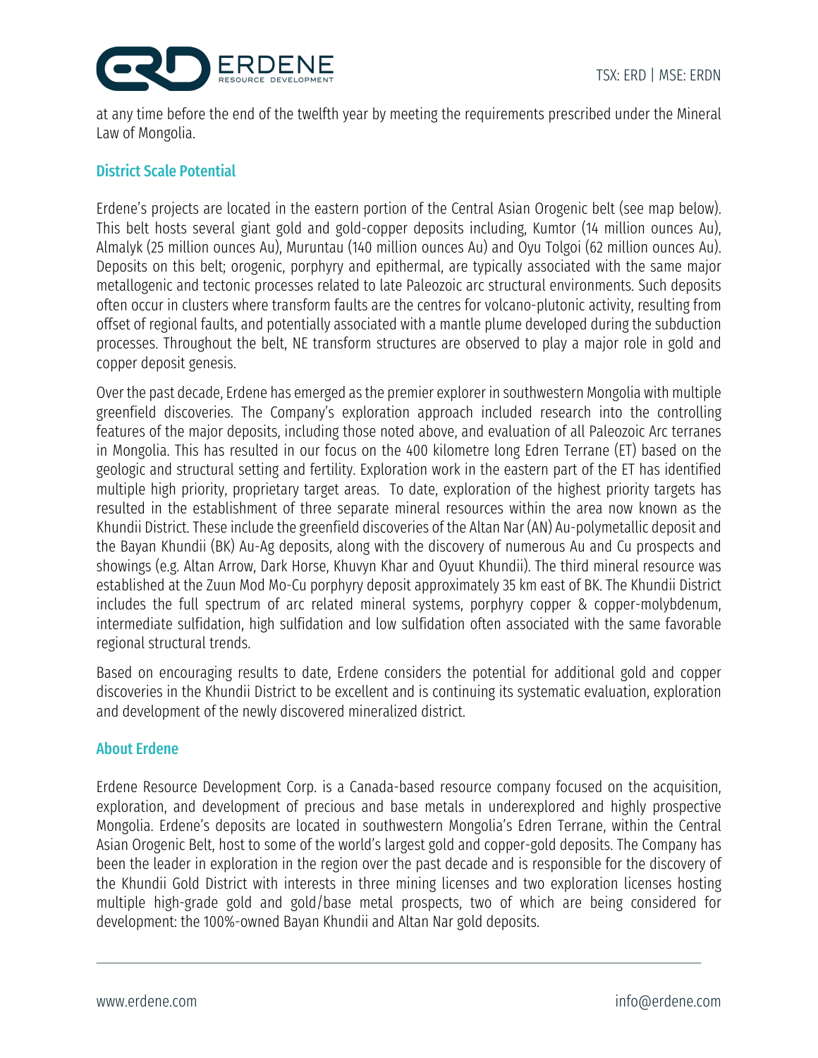at any time before the end of the twelfth year by meeting the requirements prescribed under the Mineral Law of Mongolia.

## District Scale Potential

Erdene's projects are located in the eastern portion of the Central Asian Orogenic belt (see map below). This belt hosts several giant gold and gold-copper deposits including, Kumtor (14 million ounces Au), Almalyk (25 million ounces Au), Muruntau (140 million ounces Au) and Oyu Tolgoi (62 million ounces Au). Deposits on this belt; orogenic, porphyry and epithermal, are typically associated with the same major metallogenic and tectonic processes related to late Paleozoic arc structural environments. Such deposits often occur in clusters where transform faults are the centres for volcano-plutonic activity, resulting from offset of regional faults, and potentially associated with a mantle plume developed during the subduction processes. Throughout the belt, NE transform structures are observed to play a major role in gold and copper deposit genesis.

Over the past decade, Erdene has emerged as the premier explorer in southwestern Mongolia with multiple greenfield discoveries. The Company's exploration approach included research into the controlling features of the major deposits, including those noted above, and evaluation of all Paleozoic Arc terranes in Mongolia. This has resulted in our focus on the 400 kilometre long Edren Terrane (ET) based on the geologic and structural setting and fertility. Exploration work in the eastern part of the ET has identified multiple high priority, proprietary target areas. To date, exploration of the highest priority targets has resulted in the establishment of three separate mineral resources within the area now known as the Khundii District. These include the greenfield discoveries of the Altan Nar (AN) Au-polymetallic deposit and the Bayan Khundii (BK) Au-Ag deposits, along with the discovery of numerous Au and Cu prospects and showings (e.g. Altan Arrow, Dark Horse, Khuvyn Khar and Oyuut Khundii). The third mineral resource was established at the Zuun Mod Mo-Cu porphyry deposit approximately 35 km east of BK. The Khundii District includes the full spectrum of arc related mineral systems, porphyry copper & copper-molybdenum, intermediate sulfidation, high sulfidation and low sulfidation often associated with the same favorable regional structural trends.

Based on encouraging results to date, Erdene considers the potential for additional gold and copper discoveries in the Khundii District to be excellent and is continuing its systematic evaluation, exploration and development of the newly discovered mineralized district.

## About Erdene

Erdene Resource Development Corp. is a Canada-based resource company focused on the acquisition, exploration, and development of precious and base metals in underexplored and highly prospective Mongolia. Erdene's deposits are located in southwestern Mongolia's Edren Terrane, within the Central Asian Orogenic Belt, host to some of the world's largest gold and copper-gold deposits. The Company has been the leader in exploration in the region over the past decade and is responsible for the discovery of the Khundii Gold District with interests in three mining licenses and two exploration licenses hosting multiple high-grade gold and gold/base metal prospects, two of which are being considered for development: the 100%-owned Bayan Khundii and Altan Nar gold deposits.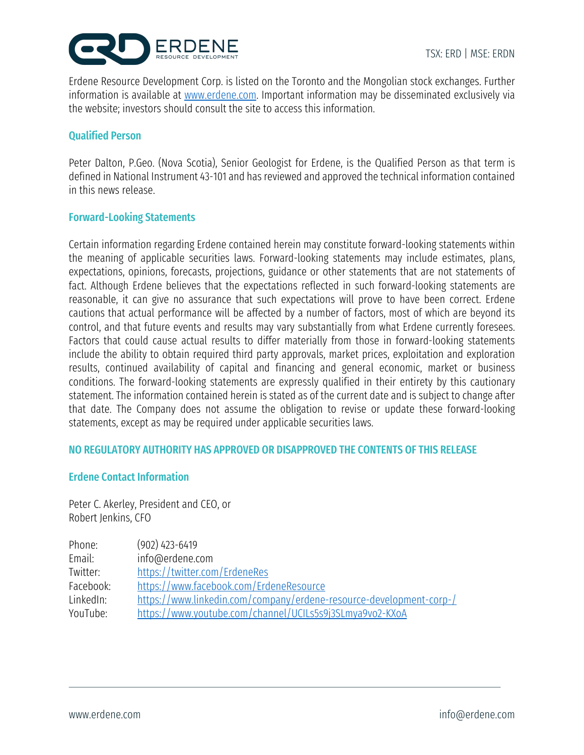Erdene Resource Development Corp. is listed on the Toronto and the Mongolian stock exchanges. Further information is available at [www.erdene.com](http://www.erdene.com). Important information may be disseminated exclusively via the website; investors should consult the site to access this information.

## Qualified Person

Peter Dalton, P.Geo. (Nova Scotia), Senior Geologist for Erdene, is the Qualified Person as that term is defined in National Instrument 43-101 and has reviewed and approved the technical information contained in this news release.

## Forward-Looking Statements

Certain information regarding Erdene contained herein may constitute forward-looking statements within the meaning of applicable securities laws. Forward-looking statements may include estimates, plans, expectations, opinions, forecasts, projections, guidance or other statements that are not statements of fact. Although Erdene believes that the expectations reflected in such forward-looking statements are reasonable, it can give no assurance that such expectations will prove to have been correct. Erdene cautions that actual performance will be affected by a number of factors, most of which are beyond its control, and that future events and results may vary substantially from what Erdene currently foresees. Factors that could cause actual results to differ materially from those in forward-looking statements include the ability to obtain required third party approvals, market prices, exploitation and exploration results, continued availability of capital and financing and general economic, market or business conditions. The forward-looking statements are expressly qualified in their entirety by this cautionary statement. The information contained herein is stated as of the current date and is subject to change after that date. The Company does not assume the obligation to revise or update these forward-looking statements, except as may be required under applicable securities laws.

## NO REGULATORY AUTHORITY HAS APPROVED OR DISAPPROVED THE CONTENTS OF THIS RELEASE

## Erdene Contact Information

Peter C. Akerley, President and CEO, or
Robert Jenkins, CFO

| | |
|---|---|
| Phone: | (902) 423-6419 |
| Email: | info@erdene.com |
| Twitter: | https://twitter.com/ErdeneRes |
| Facebook: | https://www.facebook.com/ErdeneResource |
| LinkedIn: | https://www.linkedin.com/company/erdene-resource-development-corp-/ |
| YouTube: | https://www.youtube.com/channel/UCILs5s9j3SLmya9vo2-KXoA |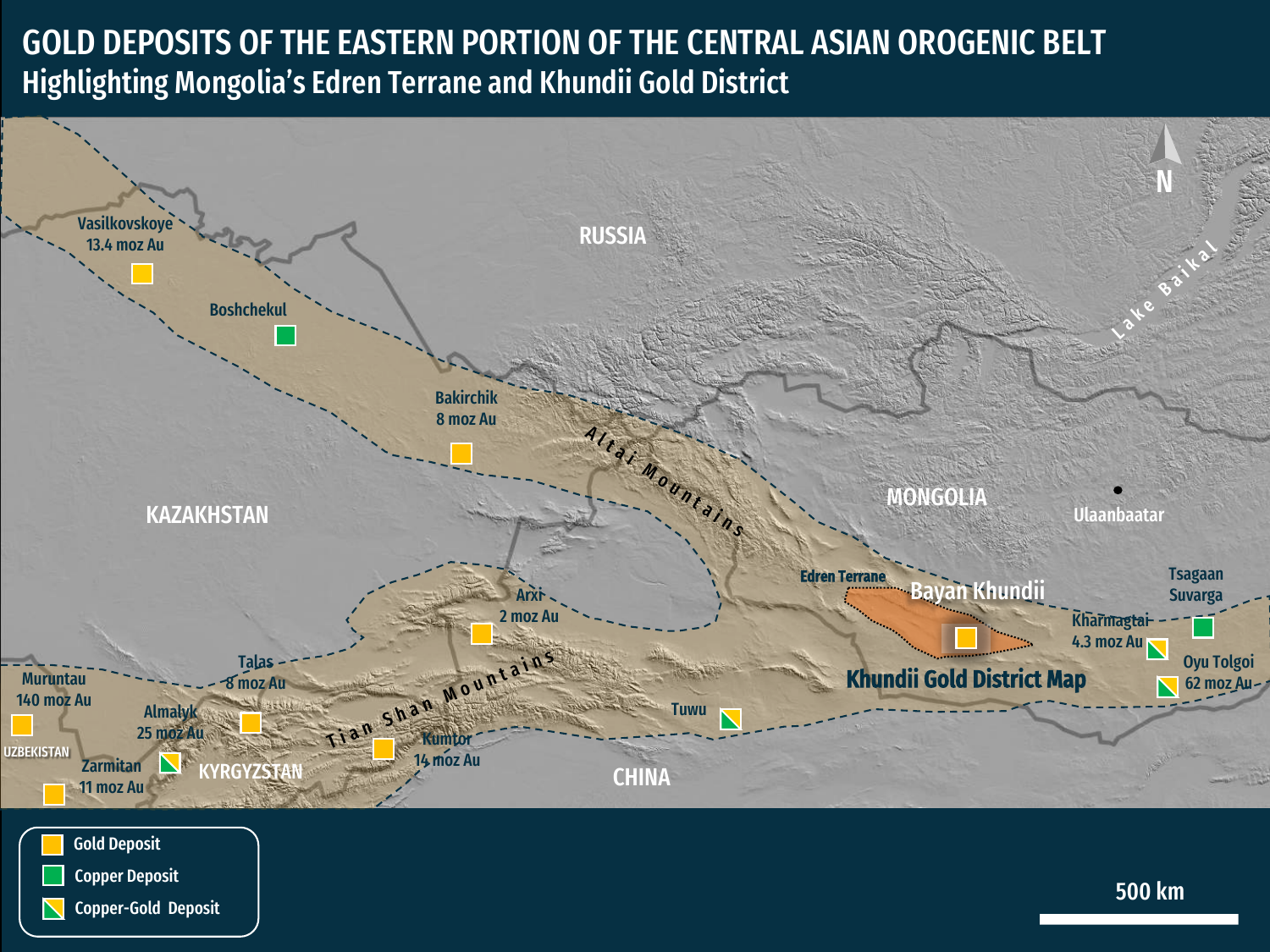# GOLD DEPOSITS OF THE EASTERN PORTION OF THE CENTRAL ASIAN OROGENIC BELT

## Highlighting Mongolia's Edren Terrane and Khundii Gold District

RUSSIA

KAZAKHSTAN

MONGOLIA

CHINA

KYRGYZSTAN

UZBEKISTAN

Ulaanbaatar

Lake Baikal

Altai Mountains

Tian Shan Mountains

N

Vasilkovskoye 13.4 moz Au

Boshchekul

Bakirchik 8 moz Au

Arxi 2 moz Au

Talas 8 moz Au

Muruntau 140 moz Au

Almalyk 25 moz Au

Zarmitan 11 moz Au

Kumtor 14 moz Au

Tuwu

Edren Terrane

Bayan Khundii

Khundii Gold District Map

Tsagaan Suvarga

Kharmagtai 4.3 moz Au

Oyu Tolgoi 62 moz Au

- Gold Deposit
- Copper Deposit
- Copper-Gold Deposit

500 km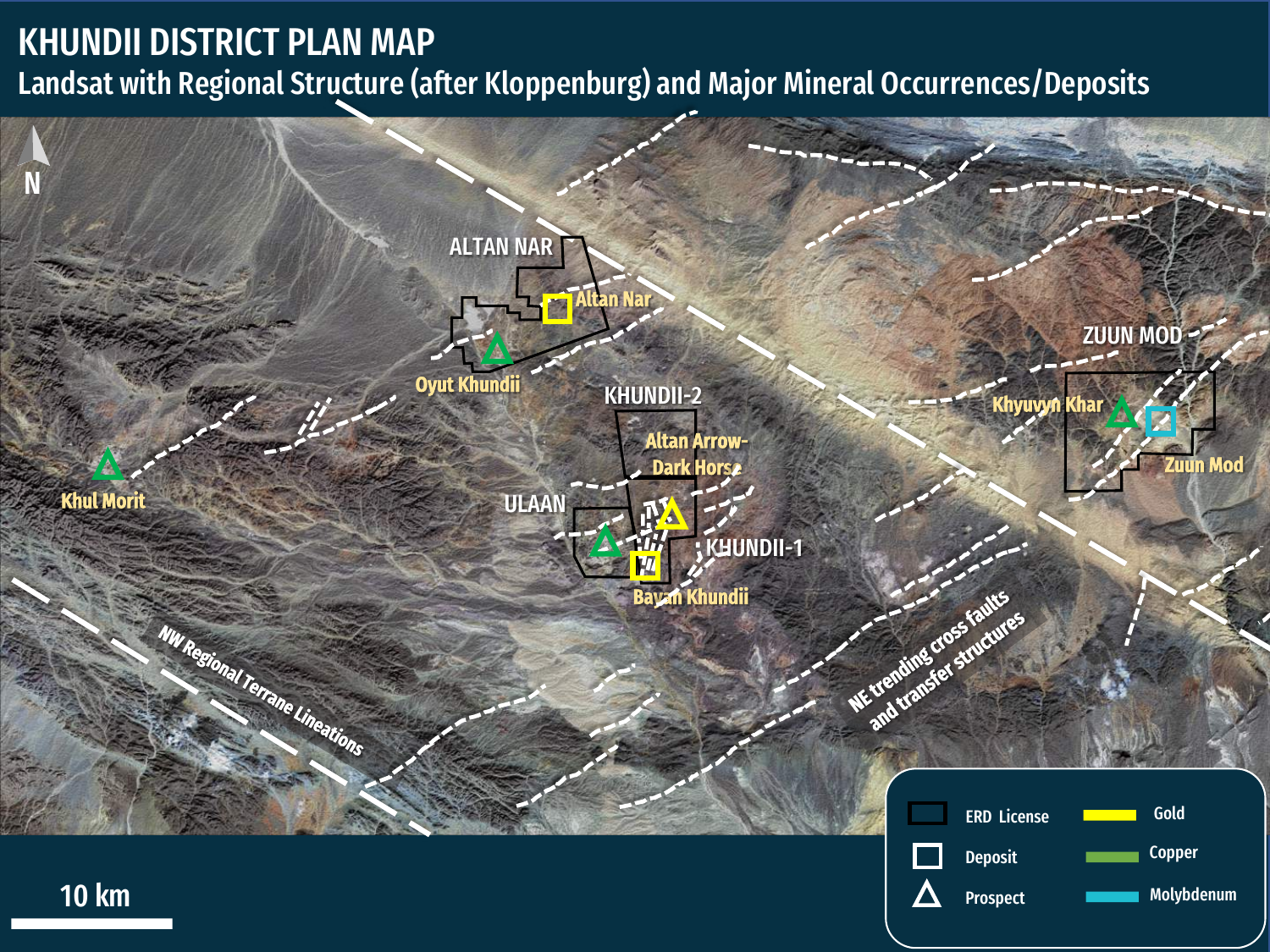# KHUNDII DISTRICT PLAN MAP

## Landsat with Regional Structure (after Kloppenburg) and Major Mineral Occurrences/Deposits

N

ALTAN NAR

Altan Nar

Oyut Khundii

KHUNDII-2

Altan Arrow-Dark Horse

ULAAN

KHUNDII-1

Bayan Khundii

Khul Morit

ZUUN MOD

Khyuvyn Khar

Zuun Mod

NW Regional Terrane Lineations

NE trending cross faults and transfer structures

10 km

| Legend | | | |
|---|---|---|---|
| ERD License | | Gold | |
| Deposit | | Copper | |
| Prospect | | Molybdenum | |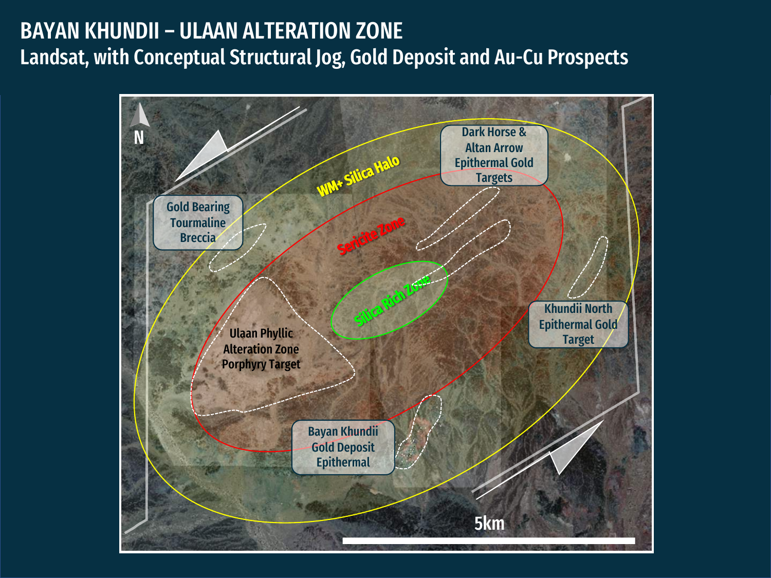# BAYAN KHUNDII – ULAAN ALTERATION ZONE

## Landsat, with Conceptual Structural Jog, Gold Deposit and Au-Cu Prospects

N

WM+ Silica Halo

Sericite Zone

Silica Rich Zone

Dark Horse & Altan Arrow Epithermal Gold Targets

Gold Bearing Tourmaline Breccia

Ulaan Phyllic Alteration Zone Porphyry Target

Khundii North Epithermal Gold Target

Bayan Khundii Gold Deposit Epithermal

5km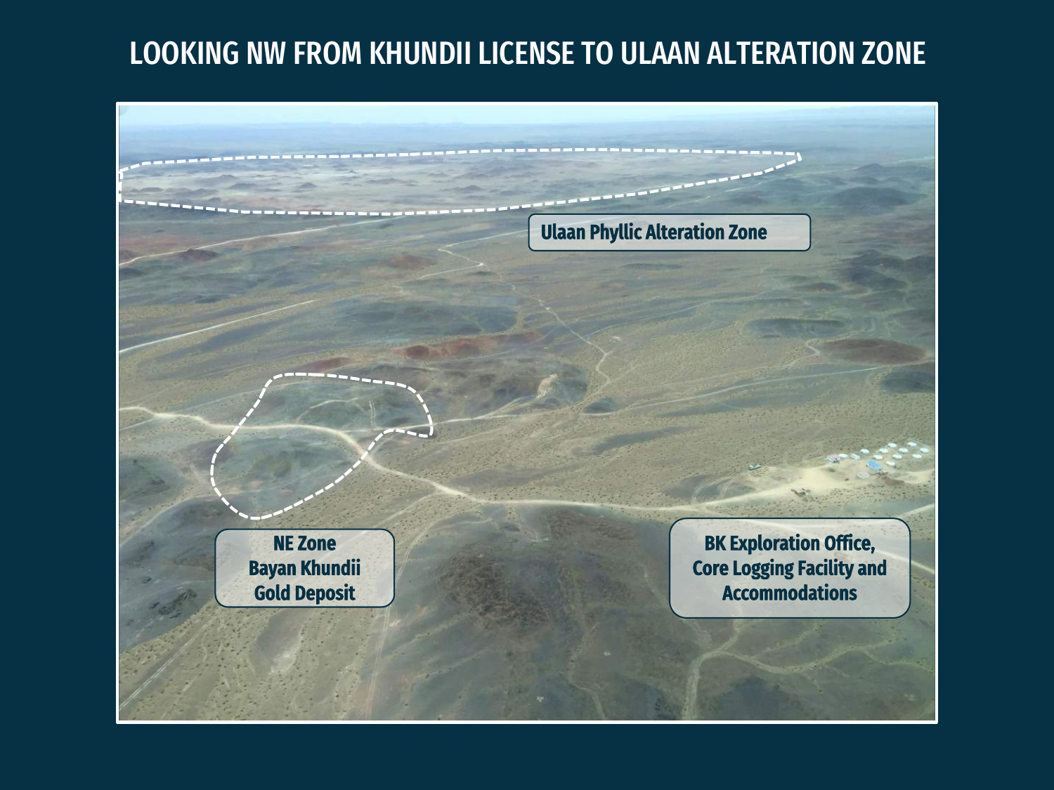# LOOKING NW FROM KHUNDII LICENSE TO ULAAN ALTERATION ZONE

Ulaan Phyllic Alteration Zone

NE Zone
Bayan Khundii
Gold Deposit

BK Exploration Office,
Core Logging Facility and
Accommodations